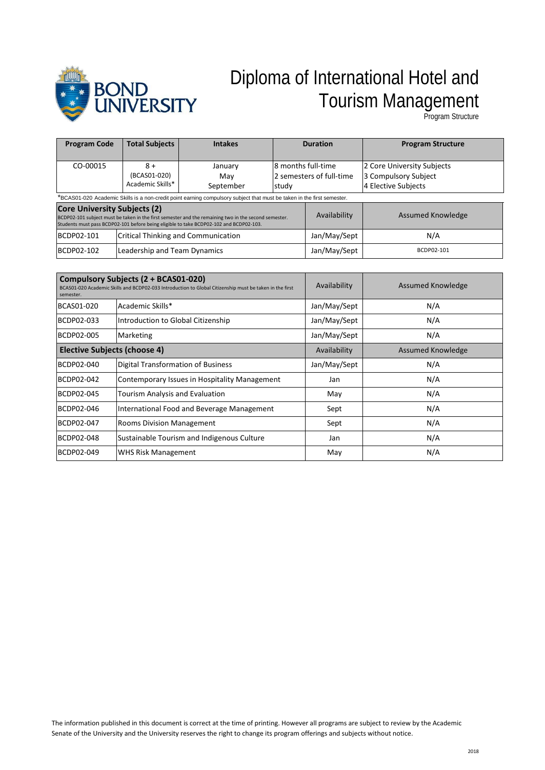# Diploma of International Hotel and Tourism Management

Program Structure

| Program Code | Total Subjects | Intakes | Duration | Program Structure |
|---|---|---|---|---|
| CO-00015 | 8 + (BCAS01-020) Academic Skills* | January May September | 8 months full-time 2 semesters of full-time study | 2 Core University Subjects 3 Compulsory Subject 4 Elective Subjects |

*BCAS01-020 Academic Skills is a non-credit point earning compulsory subject that must be taken in the first semester.

| **Core University Subjects (2)** BCDP02-101 subject must be taken in the first semester and the remaining two in the second semester. Students must pass BCDP02-101 before being eligible to take BCDP02-102 and BCDP02-103. | | Availability | Assumed Knowledge |
|---|---|---|---|
| BCDP02-101 | Critical Thinking and Communication | Jan/May/Sept | N/A |
| BCDP02-102 | Leadership and Team Dynamics | Jan/May/Sept | BCDP02-101 |

| **Compulsory Subjects (2 + BCAS01-020)** BCAS01-020 Academic Skills and BCDP02-033 Introduction to Global Citizenship must be taken in the first semester. | | Availability | Assumed Knowledge |
|---|---|---|---|
| BCAS01-020 | Academic Skills* | Jan/May/Sept | N/A |
| BCDP02-033 | Introduction to Global Citizenship | Jan/May/Sept | N/A |
| BCDP02-005 | Marketing | Jan/May/Sept | N/A |
| **Elective Subjects (choose 4)** | | Availability | Assumed Knowledge |
| BCDP02-040 | Digital Transformation of Business | Jan/May/Sept | N/A |
| BCDP02-042 | Contemporary Issues in Hospitality Management | Jan | N/A |
| BCDP02-045 | Tourism Analysis and Evaluation | May | N/A |
| BCDP02-046 | International Food and Beverage Management | Sept | N/A |
| BCDP02-047 | Rooms Division Management | Sept | N/A |
| BCDP02-048 | Sustainable Tourism and Indigenous Culture | Jan | N/A |
| BCDP02-049 | WHS Risk Management | May | N/A |

The information published in this document is correct at the time of printing. However all programs are subject to review by the Academic Senate of the University and the University reserves the right to change its program offerings and subjects without notice.

2018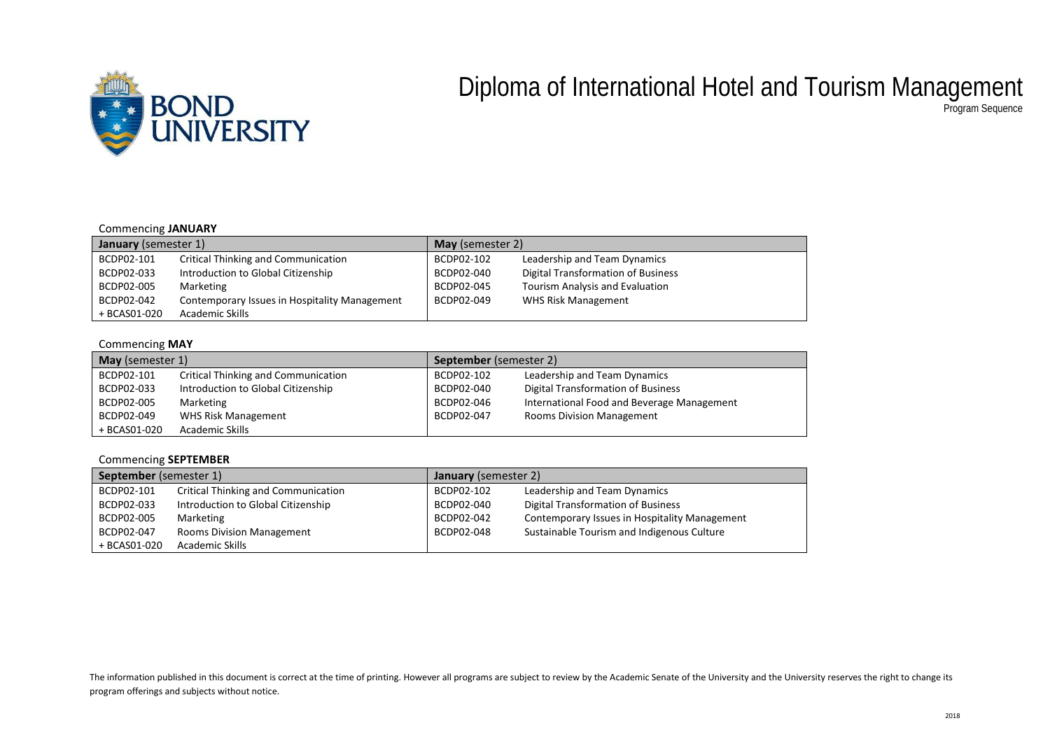BOND UNIVERSITY

# Diploma of International Hotel and Tourism Management

Program Sequence

### Commencing **JANUARY**

| **January** (semester 1) | | **May** (semester 2) | |
|---|---|---|---|
| BCDP02-101 | Critical Thinking and Communication | BCDP02-102 | Leadership and Team Dynamics |
| BCDP02-033 | Introduction to Global Citizenship | BCDP02-040 | Digital Transformation of Business |
| BCDP02-005 | Marketing | BCDP02-045 | Tourism Analysis and Evaluation |
| BCDP02-042 | Contemporary Issues in Hospitality Management | BCDP02-049 | WHS Risk Management |
| + BCAS01-020 | Academic Skills | | |

### Commencing **MAY**

| **May** (semester 1) | | **September** (semester 2) | |
|---|---|---|---|
| BCDP02-101 | Critical Thinking and Communication | BCDP02-102 | Leadership and Team Dynamics |
| BCDP02-033 | Introduction to Global Citizenship | BCDP02-040 | Digital Transformation of Business |
| BCDP02-005 | Marketing | BCDP02-046 | International Food and Beverage Management |
| BCDP02-049 | WHS Risk Management | BCDP02-047 | Rooms Division Management |
| + BCAS01-020 | Academic Skills | | |

### Commencing **SEPTEMBER**

| **September** (semester 1) | | **January** (semester 2) | |
|---|---|---|---|
| BCDP02-101 | Critical Thinking and Communication | BCDP02-102 | Leadership and Team Dynamics |
| BCDP02-033 | Introduction to Global Citizenship | BCDP02-040 | Digital Transformation of Business |
| BCDP02-005 | Marketing | BCDP02-042 | Contemporary Issues in Hospitality Management |
| BCDP02-047 | Rooms Division Management | BCDP02-048 | Sustainable Tourism and Indigenous Culture |
| + BCAS01-020 | Academic Skills | | |

The information published in this document is correct at the time of printing. However all programs are subject to review by the Academic Senate of the University and the University reserves the right to change its program offerings and subjects without notice.

2018